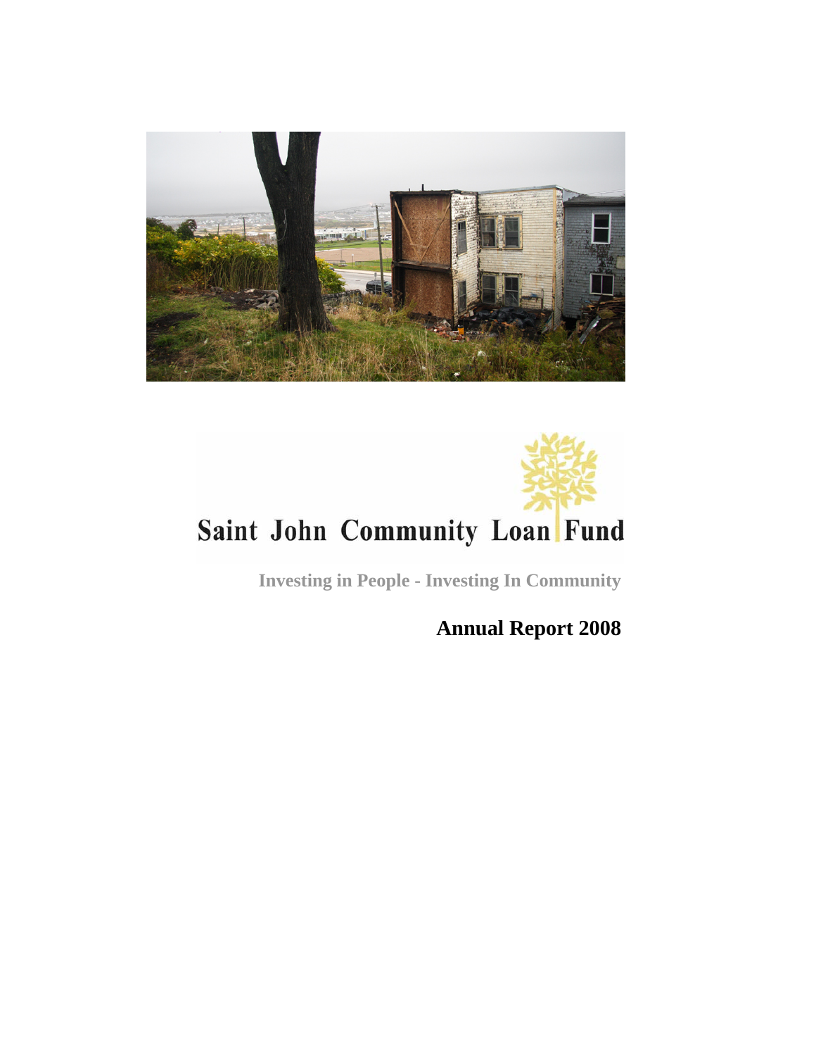# Saint John Community Loan Fund

**Investing in People - Investing In Community**

## Annual Report 2008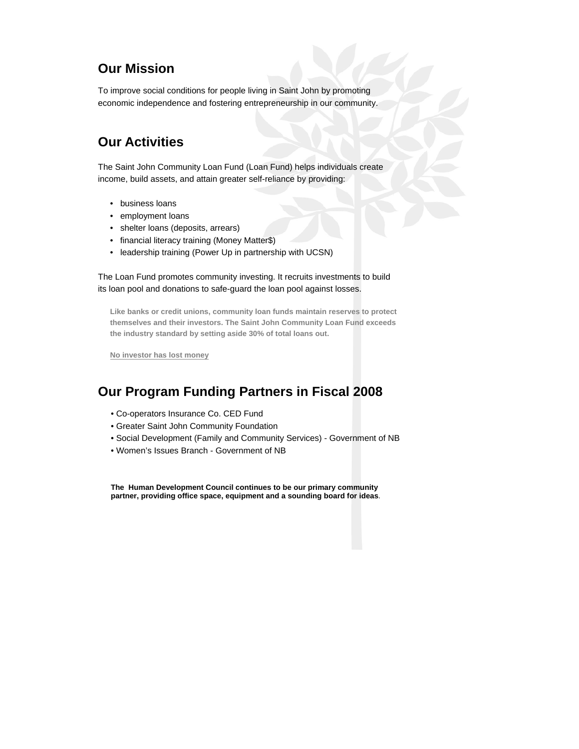## Our Mission

To improve social conditions for people living in Saint John by promoting economic independence and fostering entrepreneurship in our community.

## Our Activities

The Saint John Community Loan Fund (Loan Fund) helps individuals create income, build assets, and attain greater self-reliance by providing:

- business loans
- employment loans
- shelter loans (deposits, arrears)
- financial literacy training (Money Matter$)
- leadership training (Power Up in partnership with UCSN)

The Loan Fund promotes community investing. It recruits investments to build its loan pool and donations to safe-guard the loan pool against losses.

**Like banks or credit unions, community loan funds maintain reserves to protect themselves and their investors. The Saint John Community Loan Fund exceeds the industry standard by setting aside 30% of total loans out.**

**No investor has lost money**

## Our Program Funding Partners in Fiscal 2008

- Co-operators Insurance Co. CED Fund
- Greater Saint John Community Foundation
- Social Development (Family and Community Services) - Government of NB
- Women's Issues Branch - Government of NB

**The Human Development Council continues to be our primary community partner, providing office space, equipment and a sounding board for ideas**.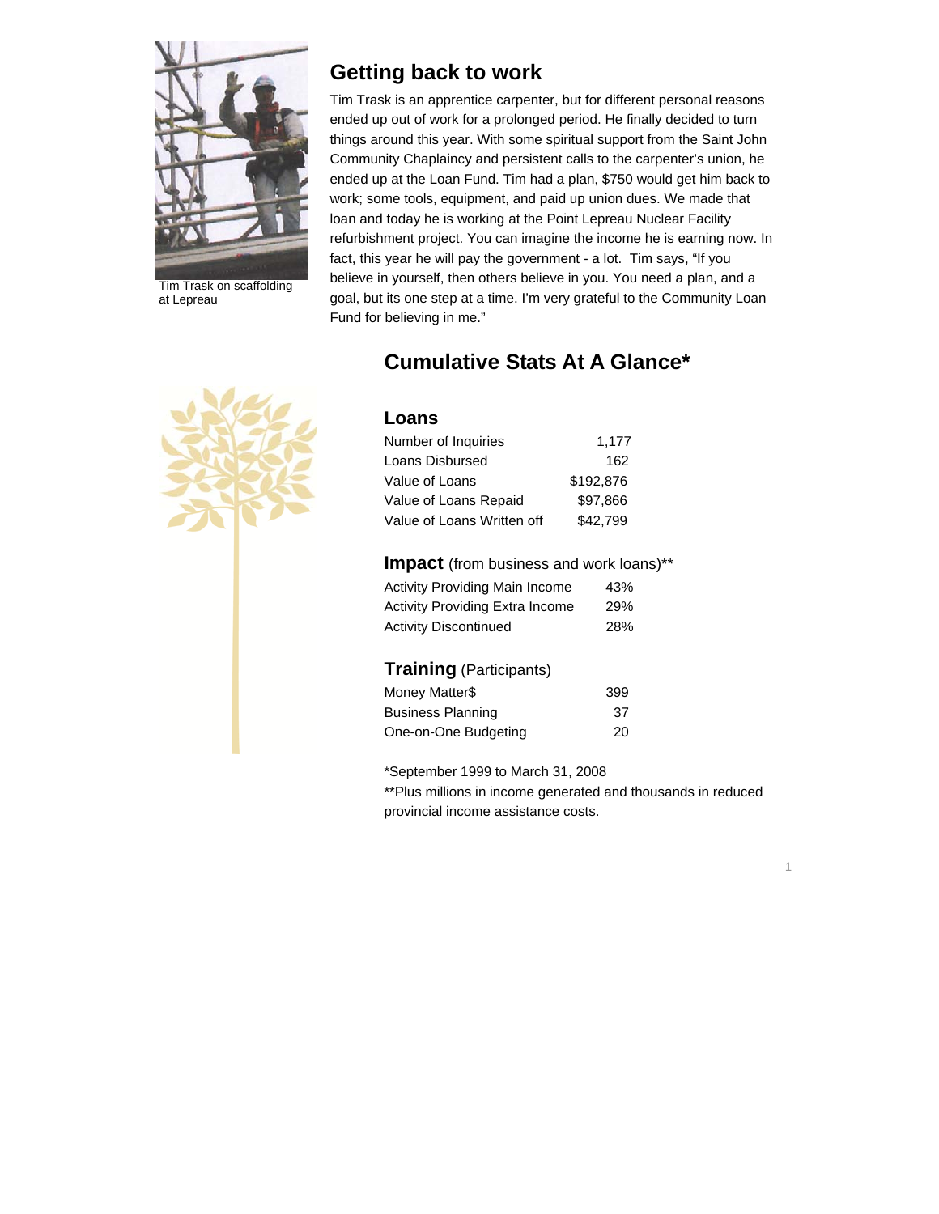## Getting back to work

Tim Trask on scaffolding at Lepreau

Tim Trask is an apprentice carpenter, but for different personal reasons ended up out of work for a prolonged period. He finally decided to turn things around this year. With some spiritual support from the Saint John Community Chaplaincy and persistent calls to the carpenter's union, he ended up at the Loan Fund. Tim had a plan, $750 would get him back to work; some tools, equipment, and paid up union dues. We made that loan and today he is working at the Point Lepreau Nuclear Facility refurbishment project. You can imagine the income he is earning now. In fact, this year he will pay the government - a lot. Tim says, "If you believe in yourself, then others believe in you. You need a plan, and a goal, but its one step at a time. I'm very grateful to the Community Loan Fund for believing in me."

## Cumulative Stats At A Glance*

### Loans

| | |
|---|---|
| Number of Inquiries | 1,177 |
| Loans Disbursed | 162 |
| Value of Loans | $192,876 |
| Value of Loans Repaid | $97,866 |
| Value of Loans Written off | $42,799 |

### Impact (from business and work loans)**

| | |
|---|---|
| Activity Providing Main Income | 43% |
| Activity Providing Extra Income | 29% |
| Activity Discontinued | 28% |

### Training (Participants)

| | |
|---|---|
| Money Matter$ | 399 |
| Business Planning | 37 |
| One-on-One Budgeting | 20 |

*September 1999 to March 31, 2008

**Plus millions in income generated and thousands in reduced provincial income assistance costs.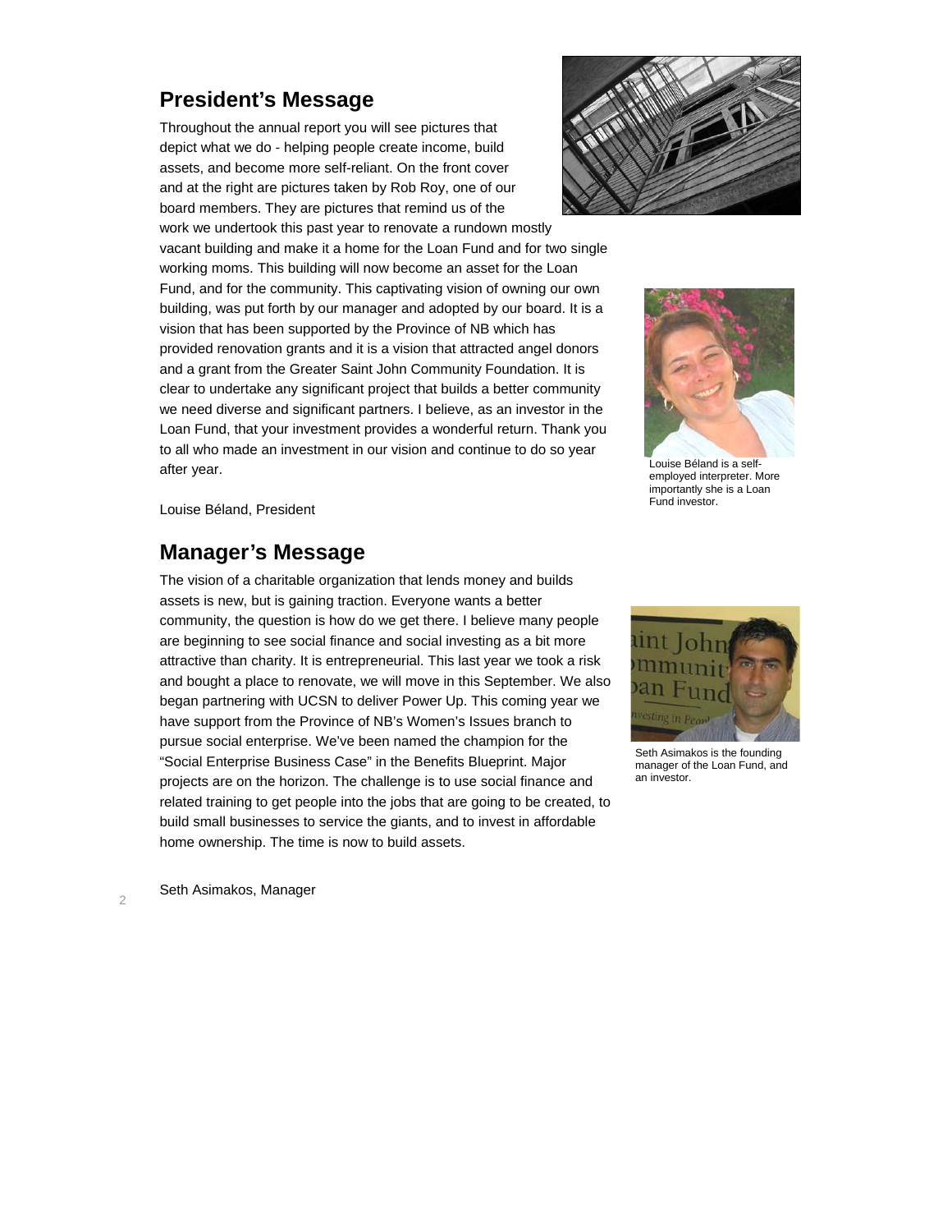## President's Message

Throughout the annual report you will see pictures that depict what we do - helping people create income, build assets, and become more self-reliant. On the front cover and at the right are pictures taken by Rob Roy, one of our board members. They are pictures that remind us of the work we undertook this past year to renovate a rundown mostly vacant building and make it a home for the Loan Fund and for two single working moms. This building will now become an asset for the Loan Fund, and for the community. This captivating vision of owning our own building, was put forth by our manager and adopted by our board. It is a vision that has been supported by the Province of NB which has provided renovation grants and it is a vision that attracted angel donors and a grant from the Greater Saint John Community Foundation. It is clear to undertake any significant project that builds a better community we need diverse and significant partners. I believe, as an investor in the Loan Fund, that your investment provides a wonderful return. Thank you to all who made an investment in our vision and continue to do so year after year.

Louise Béland, President

Louise Béland is a self-employed interpreter. More importantly she is a Loan Fund investor.

## Manager's Message

The vision of a charitable organization that lends money and builds assets is new, but is gaining traction. Everyone wants a better community, the question is how do we get there. I believe many people are beginning to see social finance and social investing as a bit more attractive than charity. It is entrepreneurial. This last year we took a risk and bought a place to renovate, we will move in this September. We also began partnering with UCSN to deliver Power Up. This coming year we have support from the Province of NB's Women's Issues branch to pursue social enterprise. We've been named the champion for the "Social Enterprise Business Case" in the Benefits Blueprint. Major projects are on the horizon. The challenge is to use social finance and related training to get people into the jobs that are going to be created, to build small businesses to service the giants, and to invest in affordable home ownership. The time is now to build assets.

Seth Asimakos, Manager

Seth Asimakos is the founding manager of the Loan Fund, and an investor.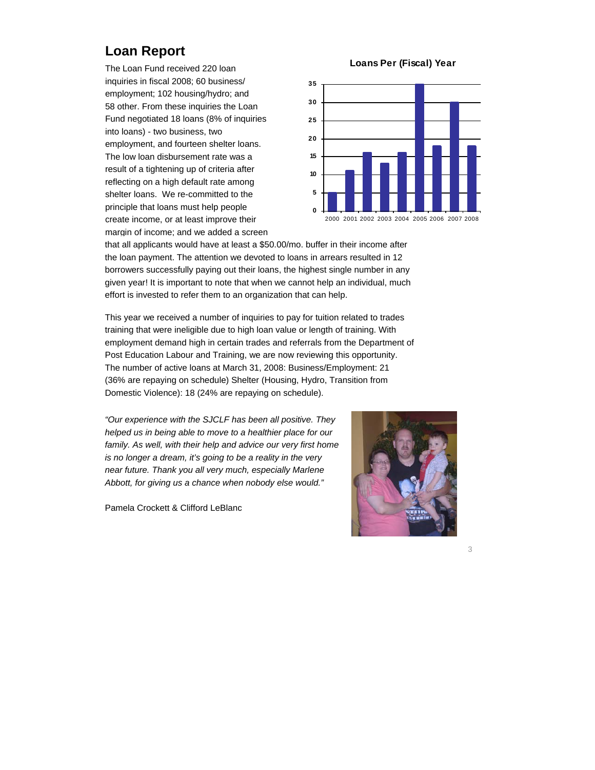## Loan Report

The Loan Fund received 220 loan inquiries in fiscal 2008; 60 business/ employment; 102 housing/hydro; and 58 other. From these inquiries the Loan Fund negotiated 18 loans (8% of inquiries into loans) - two business, two employment, and fourteen shelter loans. The low loan disbursement rate was a result of a tightening up of criteria after reflecting on a high default rate among shelter loans. We re-committed to the principle that loans must help people create income, or at least improve their margin of income; and we added a screen that all applicants would have at least a $50.00/mo. buffer in their income after the loan payment. The attention we devoted to loans in arrears resulted in 12 borrowers successfully paying out their loans, the highest single number in any given year! It is important to note that when we cannot help an individual, much effort is invested to refer them to an organization that can help.

**Loans Per (Fiscal) Year**

| Year | Loans |
|---|---|
| 2000 | 5 |
| 2001 | 11 |
| 2002 | 16 |
| 2003 | 13 |
| 2004 | 16 |
| 2005 | 35 |
| 2006 | 18 |
| 2007 | 30 |
| 2008 | 18 |

This year we received a number of inquiries to pay for tuition related to trades training that were ineligible due to high loan value or length of training. With employment demand high in certain trades and referrals from the Department of Post Education Labour and Training, we are now reviewing this opportunity. The number of active loans at March 31, 2008: Business/Employment: 21 (36% are repaying on schedule) Shelter (Housing, Hydro, Transition from Domestic Violence): 18 (24% are repaying on schedule).

*"Our experience with the SJCLF has been all positive. They helped us in being able to move to a healthier place for our family. As well, with their help and advice our very first home is no longer a dream, it's going to be a reality in the very near future. Thank you all very much, especially Marlene Abbott, for giving us a chance when nobody else would."*

Pamela Crockett & Clifford LeBlanc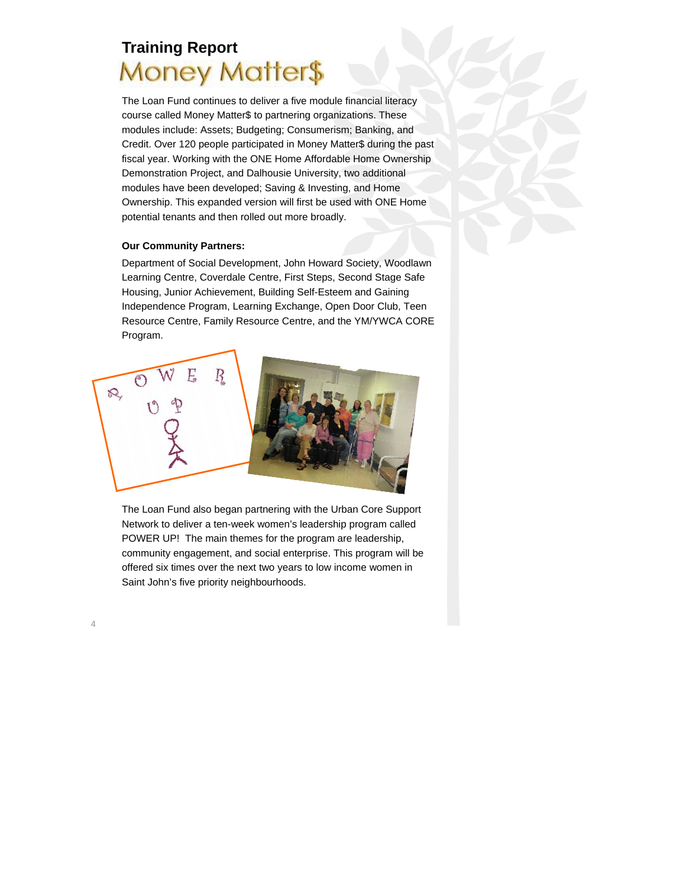## Training Report

# Money Matter$

The Loan Fund continues to deliver a five module financial literacy course called Money Matter$ to partnering organizations. These modules include: Assets; Budgeting; Consumerism; Banking, and Credit. Over 120 people participated in Money Matter$ during the past fiscal year. Working with the ONE Home Affordable Home Ownership Demonstration Project, and Dalhousie University, two additional modules have been developed; Saving & Investing, and Home Ownership. This expanded version will first be used with ONE Home potential tenants and then rolled out more broadly.

**Our Community Partners:**

Department of Social Development, John Howard Society, Woodlawn Learning Centre, Coverdale Centre, First Steps, Second Stage Safe Housing, Junior Achievement, Building Self-Esteem and Gaining Independence Program, Learning Exchange, Open Door Club, Teen Resource Centre, Family Resource Centre, and the YM/YWCA CORE Program.

The Loan Fund also began partnering with the Urban Core Support Network to deliver a ten-week women's leadership program called POWER UP! The main themes for the program are leadership, community engagement, and social enterprise. This program will be offered six times over the next two years to low income women in Saint John's five priority neighbourhoods.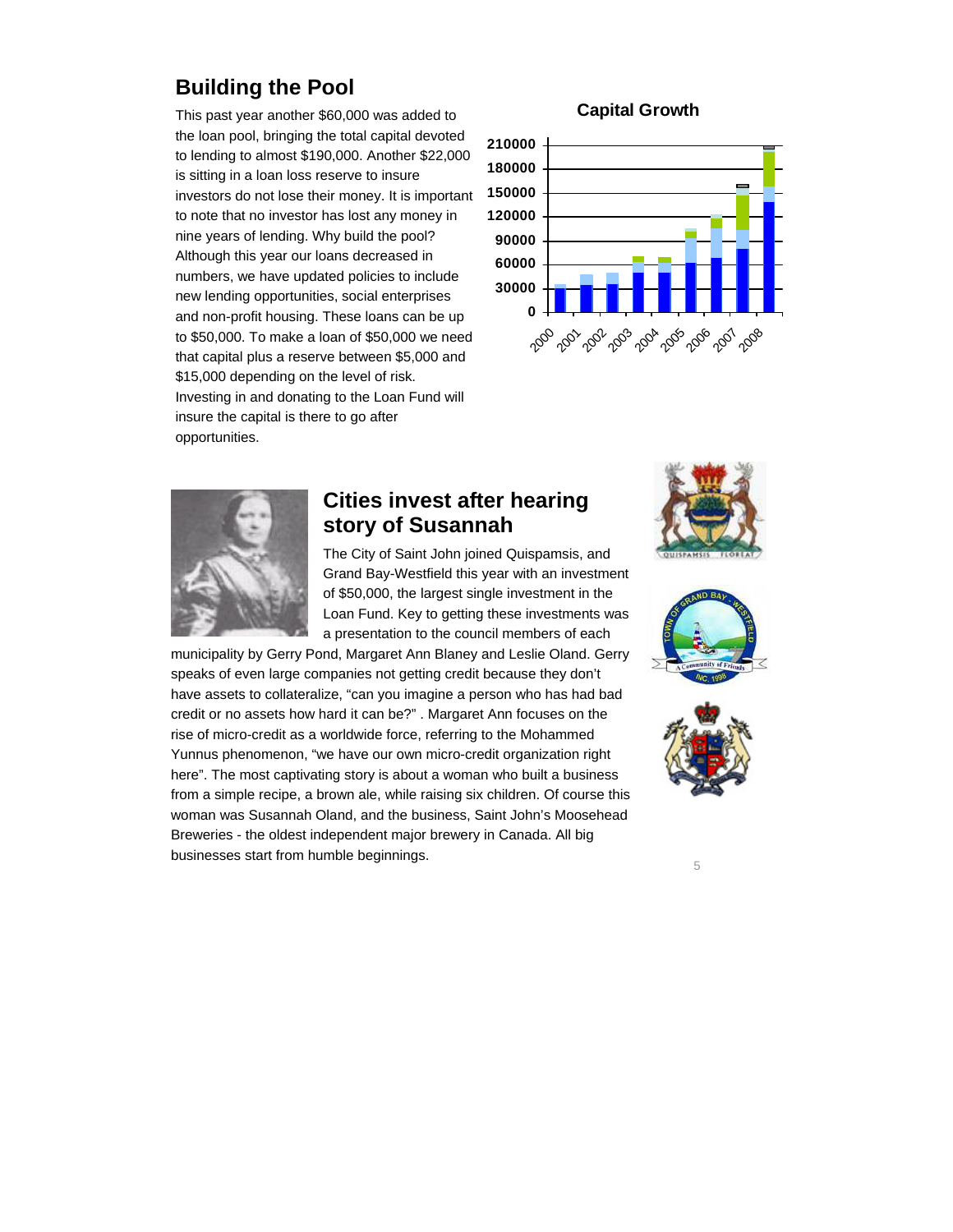## Building the Pool

This past year another $60,000 was added to the loan pool, bringing the total capital devoted to lending to almost $190,000. Another $22,000 is sitting in a loan loss reserve to insure investors do not lose their money. It is important to note that no investor has lost any money in nine years of lending. Why build the pool? Although this year our loans decreased in numbers, we have updated policies to include new lending opportunities, social enterprises and non-profit housing. These loans can be up to $50,000. To make a loan of $50,000 we need that capital plus a reserve between $5,000 and $15,000 depending on the level of risk. Investing in and donating to the Loan Fund will insure the capital is there to go after opportunities.

## Cities invest after hearing story of Susannah

The City of Saint John joined Quispamsis, and Grand Bay-Westfield this year with an investment of $50,000, the largest single investment in the Loan Fund. Key to getting these investments was a presentation to the council members of each municipality by Gerry Pond, Margaret Ann Blaney and Leslie Oland. Gerry speaks of even large companies not getting credit because they don't have assets to collateralize, "can you imagine a person who has had bad credit or no assets how hard it can be?" . Margaret Ann focuses on the rise of micro-credit as a worldwide force, referring to the Mohammed Yunnus phenomenon, "we have our own micro-credit organization right here". The most captivating story is about a woman who built a business from a simple recipe, a brown ale, while raising six children. Of course this woman was Susannah Oland, and the business, Saint John's Moosehead Breweries - the oldest independent major brewery in Canada. All big businesses start from humble beginnings.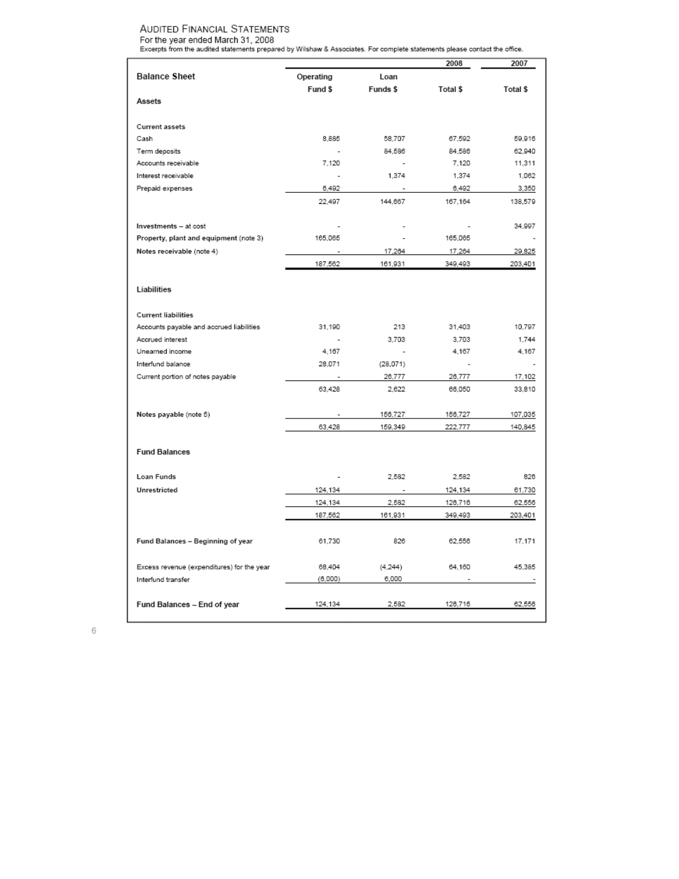## AUDITED FINANCIAL STATEMENTS

For the year ended March 31, 2008

Excerpts from the audited statements prepared by Wilshaw & Associates. For complete statements please contact the office.

| | | | 2008 | 2007 |
|---|---|---|---|---|
| **Balance Sheet** | **Operating Fund $** | **Loan Funds $** | **Total $** | **Total $** |
| **Assets** | | | | |
| **Current assets** | | | | |
| Cash | 8,885 | 58,707 | 67,592 | 59,916 |
| Term deposits | - | 84,586 | 84,586 | 62,940 |
| Accounts receivable | 7,120 | - | 7,120 | 11,311 |
| Interest receivable | - | 1,374 | 1,374 | 1,062 |
| Prepaid expenses | 6,492 | - | 6,492 | 3,350 |
| | 22,497 | 144,667 | 167,164 | 138,579 |
| **Investments – at cost** | - | - | - | 34,997 |
| **Property, plant and equipment** (note 3) | 165,065 | - | 165,065 | - |
| **Notes receivable** (note 4) | - | 17,264 | 17,264 | 29,825 |
| | 187,562 | 161,931 | 349,493 | 203,401 |
| **Liabilities** | | | | |
| **Current liabilities** | | | | |
| Accounts payable and accrued liabilities | 31,190 | 213 | 31,403 | 10,797 |
| Accrued interest | - | 3,703 | 3,703 | 1,744 |
| Unearned income | 4,167 | - | 4,167 | 4,167 |
| Interfund balance | 28,071 | (28,071) | - | - |
| Current portion of notes payable | - | 26,777 | 26,777 | 17,102 |
| | 63,428 | 2,622 | 66,050 | 33,810 |
| **Notes payable** (note 5) | - | 156,727 | 156,727 | 107,035 |
| | 63,428 | 159,349 | 222,777 | 140,845 |
| **Fund Balances** | | | | |
| **Loan Funds** | - | 2,582 | 2,582 | 826 |
| **Unrestricted** | 124,134 | - | 124,134 | 61,730 |
| | 124,134 | 2,582 | 126,716 | 62,556 |
| | 187,562 | 161,931 | 349,493 | 203,401 |
| **Fund Balances – Beginning of year** | 61,730 | 826 | 62,556 | 17,171 |
| Excess revenue (expenditures) for the year | 68,404 | (4,244) | 64,160 | 45,385 |
| Interfund transfer | (6,000) | 6,000 | - | - |
| **Fund Balances – End of year** | 124,134 | 2,582 | 126,716 | 62,556 |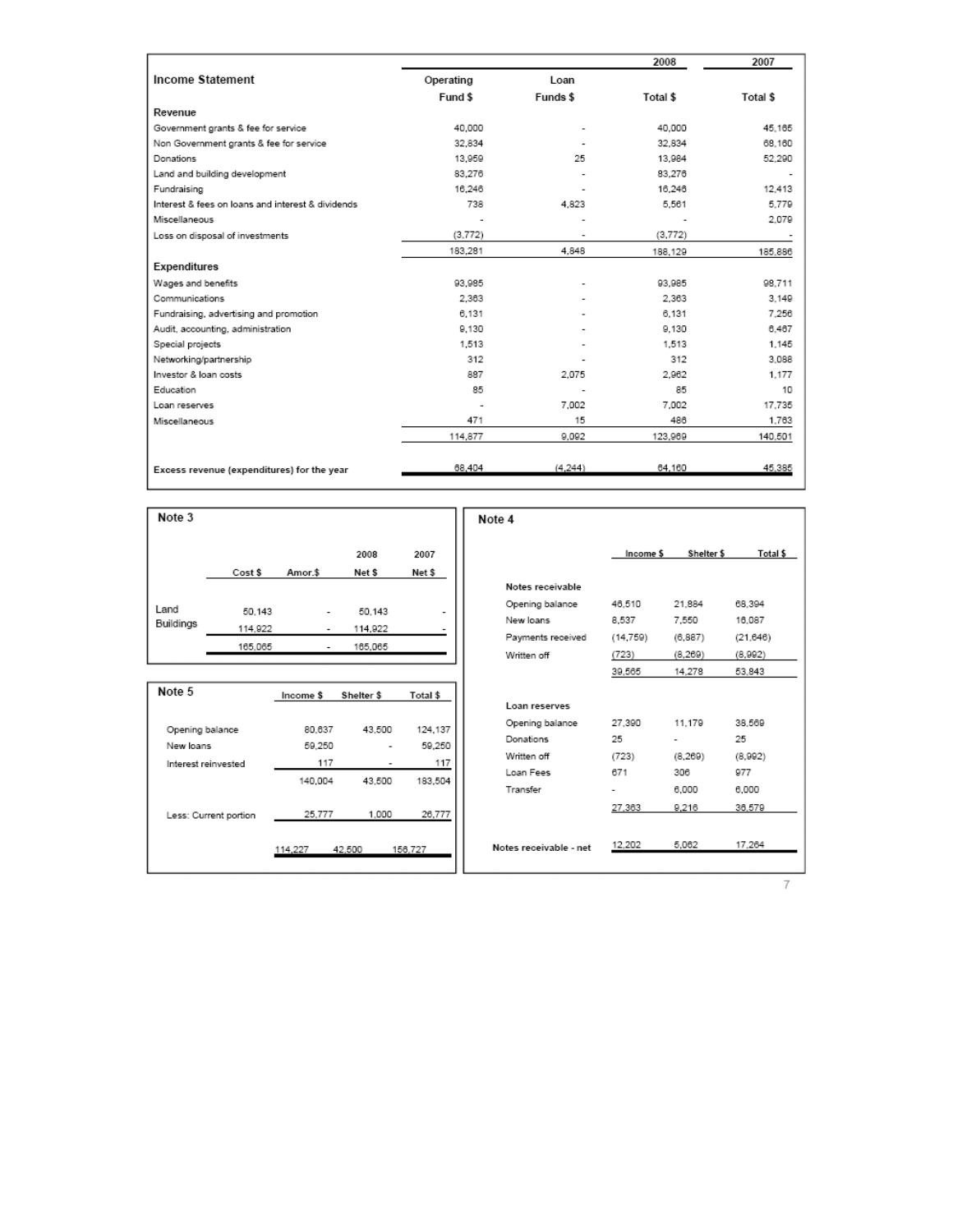## Income Statement

| | Operating Fund $ | Loan Funds $ | 2008 Total $ | 2007 Total $ |
|---|---|---|---|---|
| **Revenue** | | | | |
| Government grants & fee for service | 40,000 | - | 40,000 | 45,165 |
| Non Government grants & fee for service | 32,834 | - | 32,834 | 68,160 |
| Donations | 13,959 | 25 | 13,984 | 52,290 |
| Land and building development | 83,276 | - | 83,276 | - |
| Fundraising | 16,246 | - | 16,246 | 12,413 |
| Interest & fees on loans and interest & dividends | 738 | 4,823 | 5,561 | 5,779 |
| Miscellaneous | - | - | - | 2,079 |
| Loss on disposal of investments | (3,772) | - | (3,772) | - |
| | 183,281 | 4,848 | 188,129 | 185,886 |
| **Expenditures** | | | | |
| Wages and benefits | 93,985 | - | 93,985 | 98,711 |
| Communications | 2,363 | - | 2,363 | 3,149 |
| Fundraising, advertising and promotion | 6,131 | - | 6,131 | 7,256 |
| Audit, accounting, administration | 9,130 | - | 9,130 | 6,467 |
| Special projects | 1,513 | - | 1,513 | 1,145 |
| Networking/partnership | 312 | - | 312 | 3,088 |
| Investor & loan costs | 887 | 2,075 | 2,962 | 1,177 |
| Education | 85 | - | 85 | 10 |
| Loan reserves | - | 7,002 | 7,002 | 17,735 |
| Miscellaneous | 471 | 15 | 486 | 1,763 |
| | 114,877 | 9,092 | 123,969 | 140,501 |
| **Excess revenue (expenditures) for the year** | 68,404 | (4,244) | 64,160 | 45,385 |

## Note 3

| | Cost $ | Amor.$ | 2008 Net $ | 2007 Net $ |
|---|---|---|---|---|
| Land | 50,143 | - | 50,143 | - |
| Buildings | 114,922 | - | 114,922 | - |
| | 165,065 | - | 165,065 | |

## Note 5

| | Income $ | Shelter $ | Total $ |
|---|---|---|---|
| Opening balance | 80,637 | 43,500 | 124,137 |
| New loans | 59,250 | - | 59,250 |
| Interest reinvested | 117 | - | 117 |
| | 140,004 | 43,500 | 183,504 |
| Less: Current portion | 25,777 | 1,000 | 26,777 |
| | 114,227 | 42,500 | 156,727 |

## Note 4

| | Income $ | Shelter $ | Total $ |
|---|---|---|---|
| **Notes receivable** | | | |
| Opening balance | 46,510 | 21,884 | 68,394 |
| New loans | 8,537 | 7,550 | 16,087 |
| Payments received | (14,759) | (6,887) | (21,646) |
| Written off | (723) | (8,269) | (8,992) |
| | 39,565 | 14,278 | 53,843 |
| **Loan reserves** | | | |
| Opening balance | 27,390 | 11,179 | 38,569 |
| Donations | 25 | - | 25 |
| Written off | (723) | (8,269) | (8,992) |
| Loan Fees | 671 | 306 | 977 |
| Transfer | - | 6,000 | 6,000 |
| | 27,363 | 9,216 | 36,579 |
| **Notes receivable - net** | 12,202 | 5,062 | 17,264 |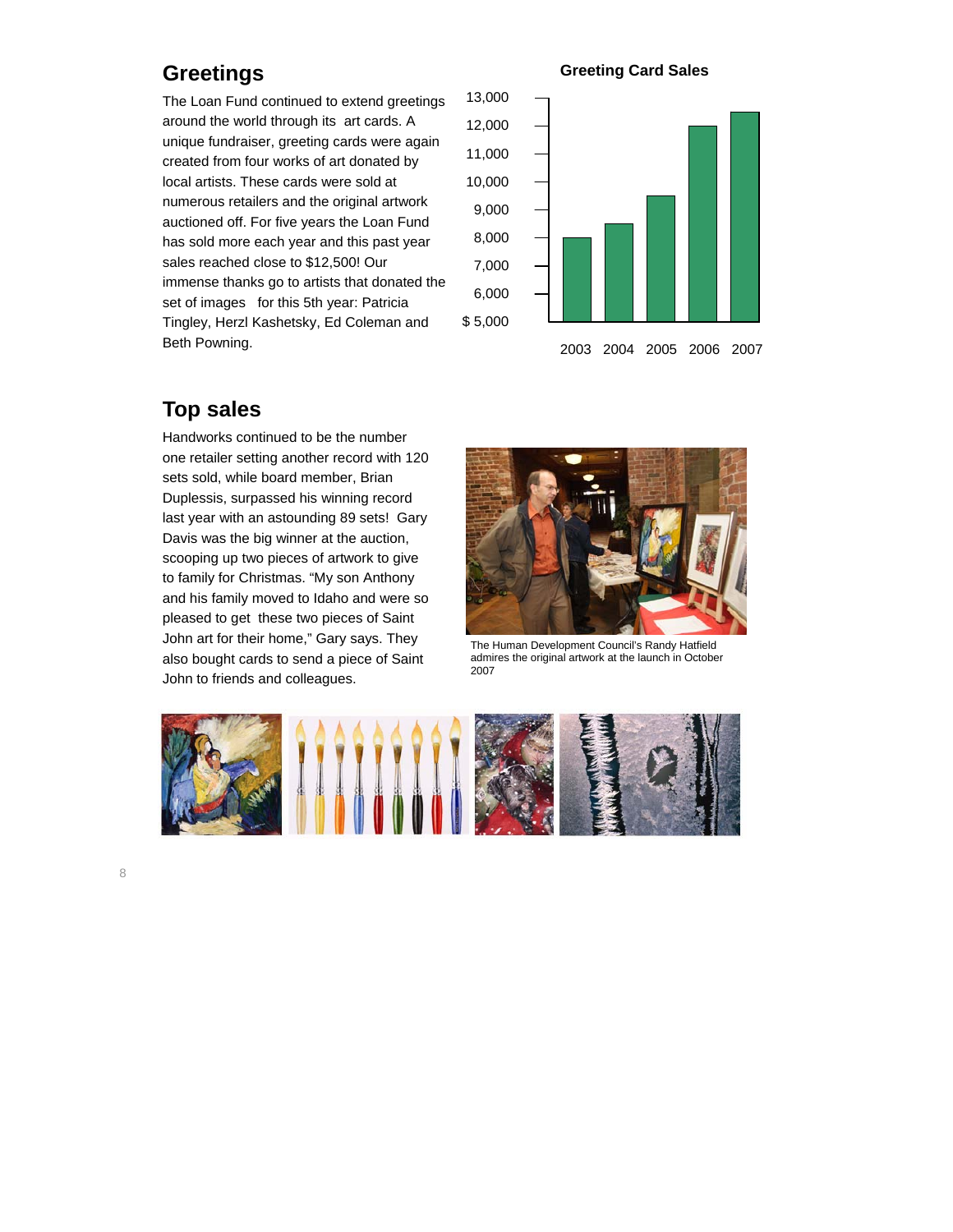## Greetings

The Loan Fund continued to extend greetings around the world through its art cards. A unique fundraiser, greeting cards were again created from four works of art donated by local artists. These cards were sold at numerous retailers and the original artwork auctioned off. For five years the Loan Fund has sold more each year and this past year sales reached close to $12,500! Our immense thanks go to artists that donated the set of images for this 5th year: Patricia Tingley, Herzl Kashetsky, Ed Coleman and Beth Powning.

**Greeting Card Sales**

## Top sales

Handworks continued to be the number one retailer setting another record with 120 sets sold, while board member, Brian Duplessis, surpassed his winning record last year with an astounding 89 sets! Gary Davis was the big winner at the auction, scooping up two pieces of artwork to give to family for Christmas. “My son Anthony and his family moved to Idaho and were so pleased to get these two pieces of Saint John art for their home,” Gary says. They also bought cards to send a piece of Saint John to friends and colleagues.

The Human Development Council’s Randy Hatfield admires the original artwork at the launch in October 2007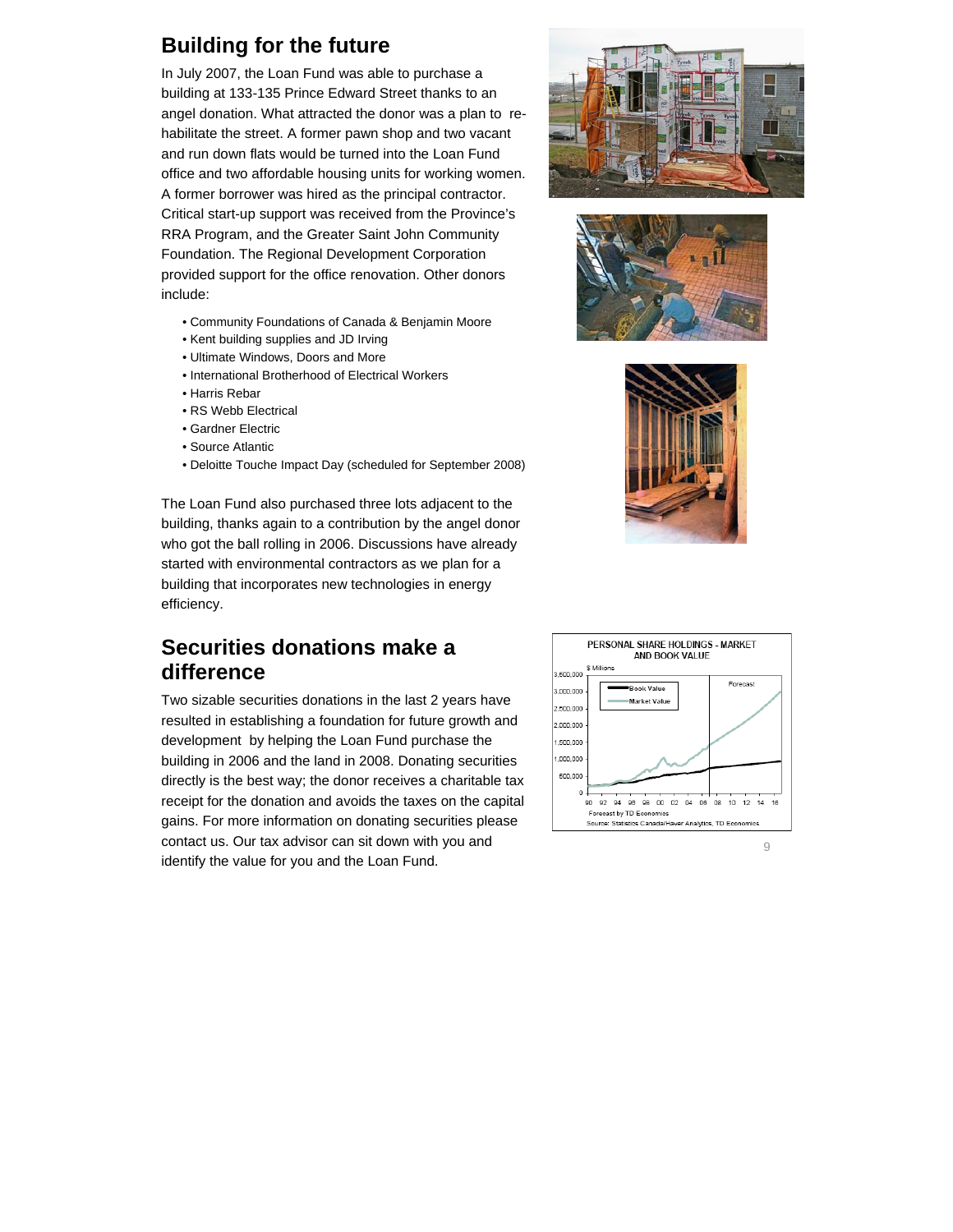## Building for the future

In July 2007, the Loan Fund was able to purchase a building at 133-135 Prince Edward Street thanks to an angel donation. What attracted the donor was a plan to re-habilitate the street. A former pawn shop and two vacant and run down flats would be turned into the Loan Fund office and two affordable housing units for working women. A former borrower was hired as the principal contractor. Critical start-up support was received from the Province's RRA Program, and the Greater Saint John Community Foundation. The Regional Development Corporation provided support for the office renovation. Other donors include:

- Community Foundations of Canada & Benjamin Moore
- Kent building supplies and JD Irving
- Ultimate Windows, Doors and More
- International Brotherhood of Electrical Workers
- Harris Rebar
- RS Webb Electrical
- Gardner Electric
- Source Atlantic
- Deloitte Touche Impact Day (scheduled for September 2008)

The Loan Fund also purchased three lots adjacent to the building, thanks again to a contribution by the angel donor who got the ball rolling in 2006. Discussions have already started with environmental contractors as we plan for a building that incorporates new technologies in energy efficiency.

## Securities donations make a difference

Two sizable securities donations in the last 2 years have resulted in establishing a foundation for future growth and development by helping the Loan Fund purchase the building in 2006 and the land in 2008. Donating securities directly is the best way; the donor receives a charitable tax receipt for the donation and avoids the taxes on the capital gains. For more information on donating securities please contact us. Our tax advisor can sit down with you and identify the value for you and the Loan Fund.

PERSONAL SHARE HOLDINGS - MARKET AND BOOK VALUE

Forecast by TD Economics
Source: Statistics Canada/Haver Analytics, TD Economics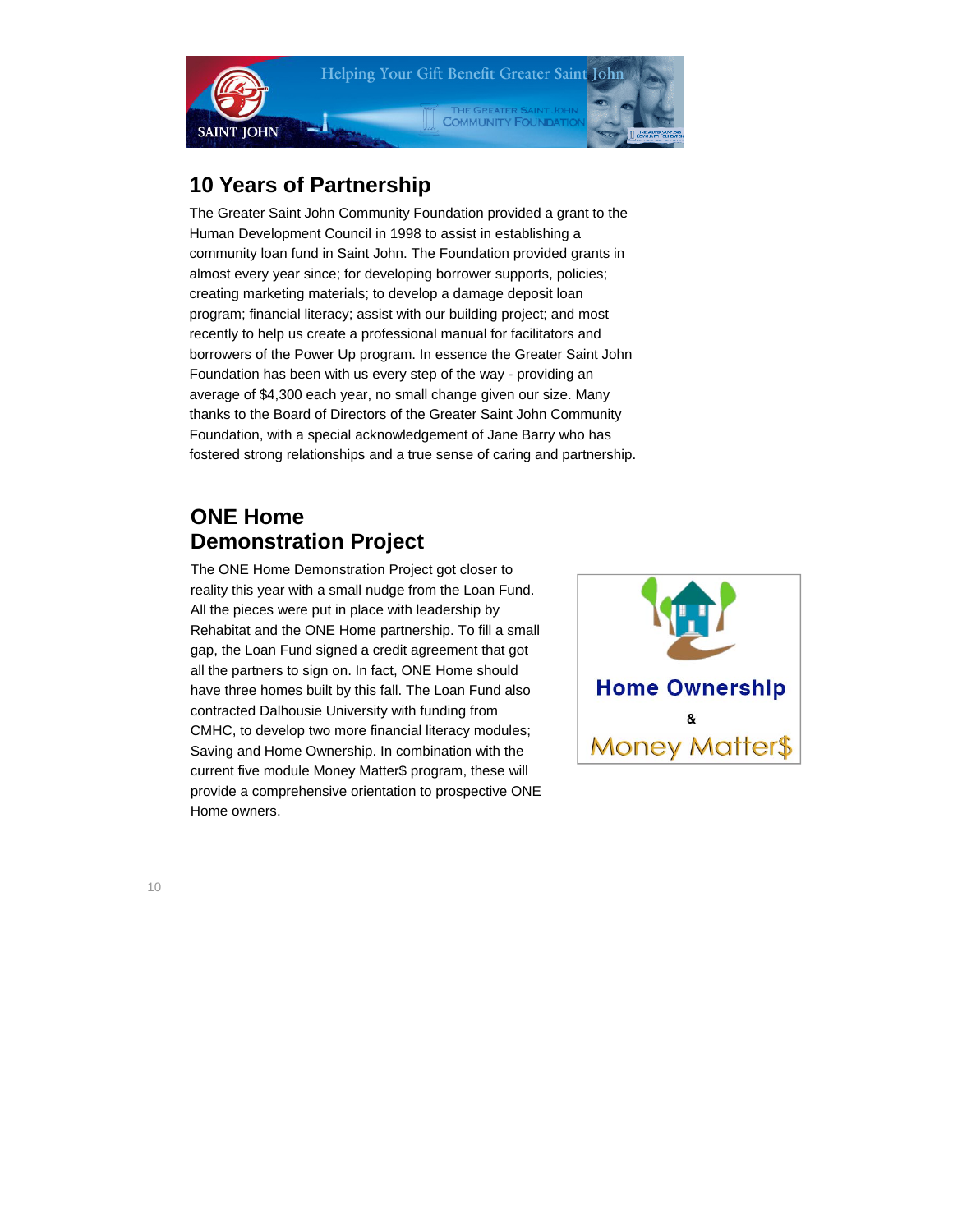## 10 Years of Partnership

The Greater Saint John Community Foundation provided a grant to the Human Development Council in 1998 to assist in establishing a community loan fund in Saint John. The Foundation provided grants in almost every year since; for developing borrower supports, policies; creating marketing materials; to develop a damage deposit loan program; financial literacy; assist with our building project; and most recently to help us create a professional manual for facilitators and borrowers of the Power Up program. In essence the Greater Saint John Foundation has been with us every step of the way - providing an average of $4,300 each year, no small change given our size. Many thanks to the Board of Directors of the Greater Saint John Community Foundation, with a special acknowledgement of Jane Barry who has fostered strong relationships and a true sense of caring and partnership.

## ONE Home Demonstration Project

The ONE Home Demonstration Project got closer to reality this year with a small nudge from the Loan Fund. All the pieces were put in place with leadership by Rehabitat and the ONE Home partnership. To fill a small gap, the Loan Fund signed a credit agreement that got all the partners to sign on. In fact, ONE Home should have three homes built by this fall. The Loan Fund also contracted Dalhousie University with funding from CMHC, to develop two more financial literacy modules; Saving and Home Ownership. In combination with the current five module Money Matter$ program, these will provide a comprehensive orientation to prospective ONE Home owners.

Home Ownership & Money Matter$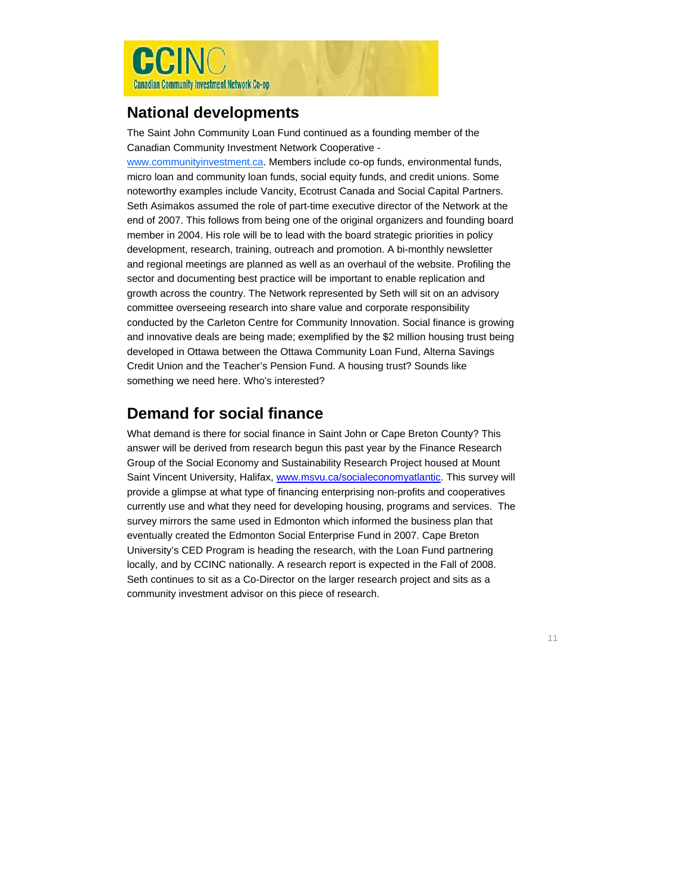## National developments

The Saint John Community Loan Fund continued as a founding member of the Canadian Community Investment Network Cooperative - www.communityinvestment.ca. Members include co-op funds, environmental funds, micro loan and community loan funds, social equity funds, and credit unions. Some noteworthy examples include Vancity, Ecotrust Canada and Social Capital Partners. Seth Asimakos assumed the role of part-time executive director of the Network at the end of 2007. This follows from being one of the original organizers and founding board member in 2004. His role will be to lead with the board strategic priorities in policy development, research, training, outreach and promotion. A bi-monthly newsletter and regional meetings are planned as well as an overhaul of the website. Profiling the sector and documenting best practice will be important to enable replication and growth across the country. The Network represented by Seth will sit on an advisory committee overseeing research into share value and corporate responsibility conducted by the Carleton Centre for Community Innovation. Social finance is growing and innovative deals are being made; exemplified by the $2 million housing trust being developed in Ottawa between the Ottawa Community Loan Fund, Alterna Savings Credit Union and the Teacher's Pension Fund. A housing trust? Sounds like something we need here. Who's interested?

## Demand for social finance

What demand is there for social finance in Saint John or Cape Breton County? This answer will be derived from research begun this past year by the Finance Research Group of the Social Economy and Sustainability Research Project housed at Mount Saint Vincent University, Halifax, www.msvu.ca/socialeconomyatlantic. This survey will provide a glimpse at what type of financing enterprising non-profits and cooperatives currently use and what they need for developing housing, programs and services. The survey mirrors the same used in Edmonton which informed the business plan that eventually created the Edmonton Social Enterprise Fund in 2007. Cape Breton University's CED Program is heading the research, with the Loan Fund partnering locally, and by CCINC nationally. A research report is expected in the Fall of 2008. Seth continues to sit as a Co-Director on the larger research project and sits as a community investment advisor on this piece of research.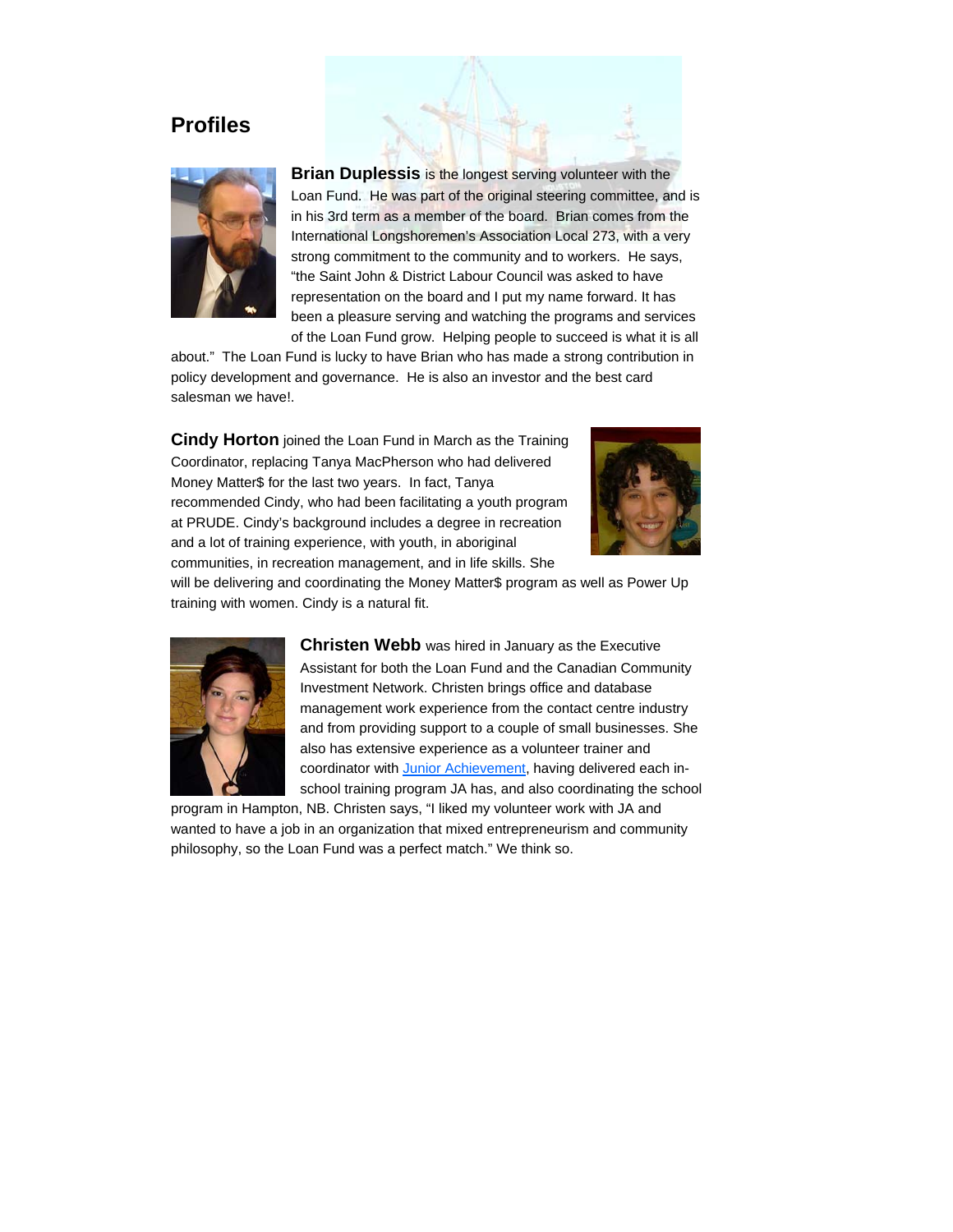## Profiles

**Brian Duplessis** is the longest serving volunteer with the Loan Fund. He was part of the original steering committee, and is in his 3rd term as a member of the board. Brian comes from the International Longshoremen's Association Local 273, with a very strong commitment to the community and to workers. He says, "the Saint John & District Labour Council was asked to have representation on the board and I put my name forward. It has been a pleasure serving and watching the programs and services of the Loan Fund grow. Helping people to succeed is what it is all about." The Loan Fund is lucky to have Brian who has made a strong contribution in policy development and governance. He is also an investor and the best card salesman we have!.

**Cindy Horton** joined the Loan Fund in March as the Training Coordinator, replacing Tanya MacPherson who had delivered Money Matter$ for the last two years. In fact, Tanya recommended Cindy, who had been facilitating a youth program at PRUDE. Cindy's background includes a degree in recreation and a lot of training experience, with youth, in aboriginal communities, in recreation management, and in life skills. She will be delivering and coordinating the Money Matter$ program as well as Power Up training with women. Cindy is a natural fit.

**Christen Webb** was hired in January as the Executive Assistant for both the Loan Fund and the Canadian Community Investment Network. Christen brings office and database management work experience from the contact centre industry and from providing support to a couple of small businesses. She also has extensive experience as a volunteer trainer and coordinator with Junior Achievement, having delivered each in-school training program JA has, and also coordinating the school program in Hampton, NB. Christen says, "I liked my volunteer work with JA and wanted to have a job in an organization that mixed entrepreneurism and community philosophy, so the Loan Fund was a perfect match." We think so.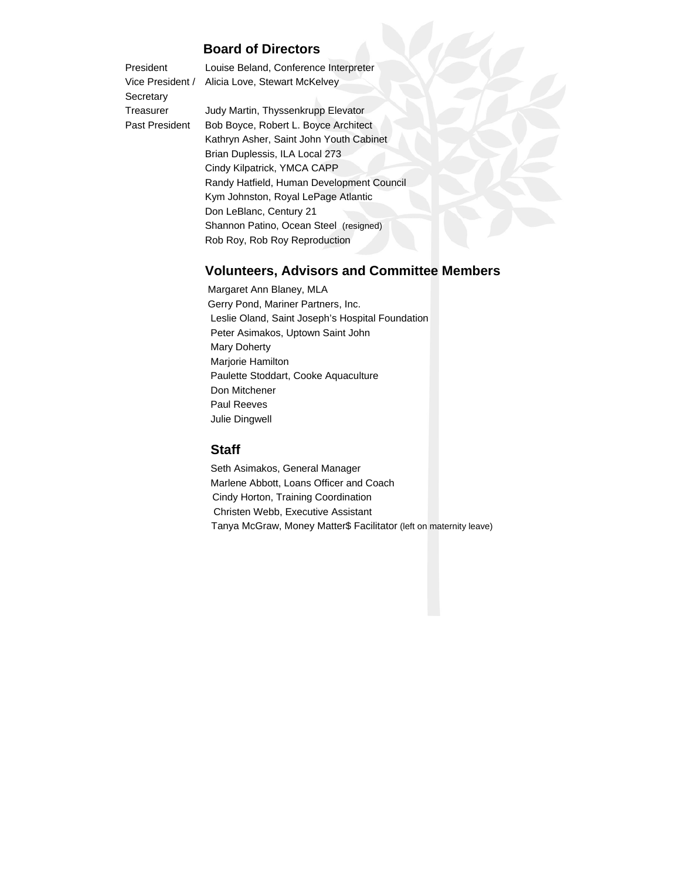## Board of Directors

| | |
|---|---|
| President | Louise Beland, Conference Interpreter |
| Vice President / Secretary | Alicia Love, Stewart McKelvey |
| Treasurer | Judy Martin, Thyssenkrupp Elevator |
| Past President | Bob Boyce, Robert L. Boyce Architect |
| | Kathryn Asher, Saint John Youth Cabinet |
| | Brian Duplessis, ILA Local 273 |
| | Cindy Kilpatrick, YMCA CAPP |
| | Randy Hatfield, Human Development Council |
| | Kym Johnston, Royal LePage Atlantic |
| | Don LeBlanc, Century 21 |
| | Shannon Patino, Ocean Steel (resigned) |
| | Rob Roy, Rob Roy Reproduction |

## Volunteers, Advisors and Committee Members

Margaret Ann Blaney, MLA
Gerry Pond, Mariner Partners, Inc.
Leslie Oland, Saint Joseph's Hospital Foundation
Peter Asimakos, Uptown Saint John
Mary Doherty
Marjorie Hamilton
Paulette Stoddart, Cooke Aquaculture
Don Mitchener
Paul Reeves
Julie Dingwell

## Staff

Seth Asimakos, General Manager
Marlene Abbott, Loans Officer and Coach
Cindy Horton, Training Coordination
Christen Webb, Executive Assistant
Tanya McGraw, Money Matter$ Facilitator (left on maternity leave)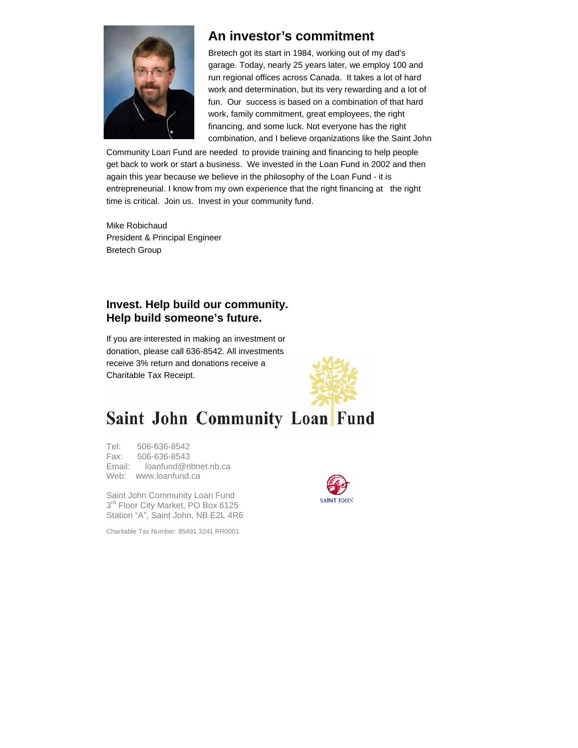## An investor's commitment

Bretech got its start in 1984, working out of my dad's garage. Today, nearly 25 years later, we employ 100 and run regional offices across Canada. It takes a lot of hard work and determination, but its very rewarding and a lot of fun. Our success is based on a combination of that hard work, family commitment, great employees, the right financing, and some luck. Not everyone has the right combination, and I believe organizations like the Saint John Community Loan Fund are needed to provide training and financing to help people get back to work or start a business. We invested in the Loan Fund in 2002 and then again this year because we believe in the philosophy of the Loan Fund - it is entrepreneurial. I know from my own experience that the right financing at the right time is critical. Join us. Invest in your community fund.

Mike Robichaud
President & Principal Engineer
Bretech Group

### Invest. Help build our community.
### Help build someone's future.

If you are interested in making an investment or donation, please call 636-8542. All investments receive 3% return and donations receive a Charitable Tax Receipt.

**Saint John Community Loan Fund**

Tel: 506-636-8542
Fax: 506-636-8543
Email: loanfund@nbnet.nb.ca
Web: www.loanfund.ca

Saint John Community Loan Fund
3rd Floor City Market, PO Box 6125
Station "A", Saint John, NB E2L 4R6

Charitable Tax Number: 85491 3241 RR0001

SAINT JOHN